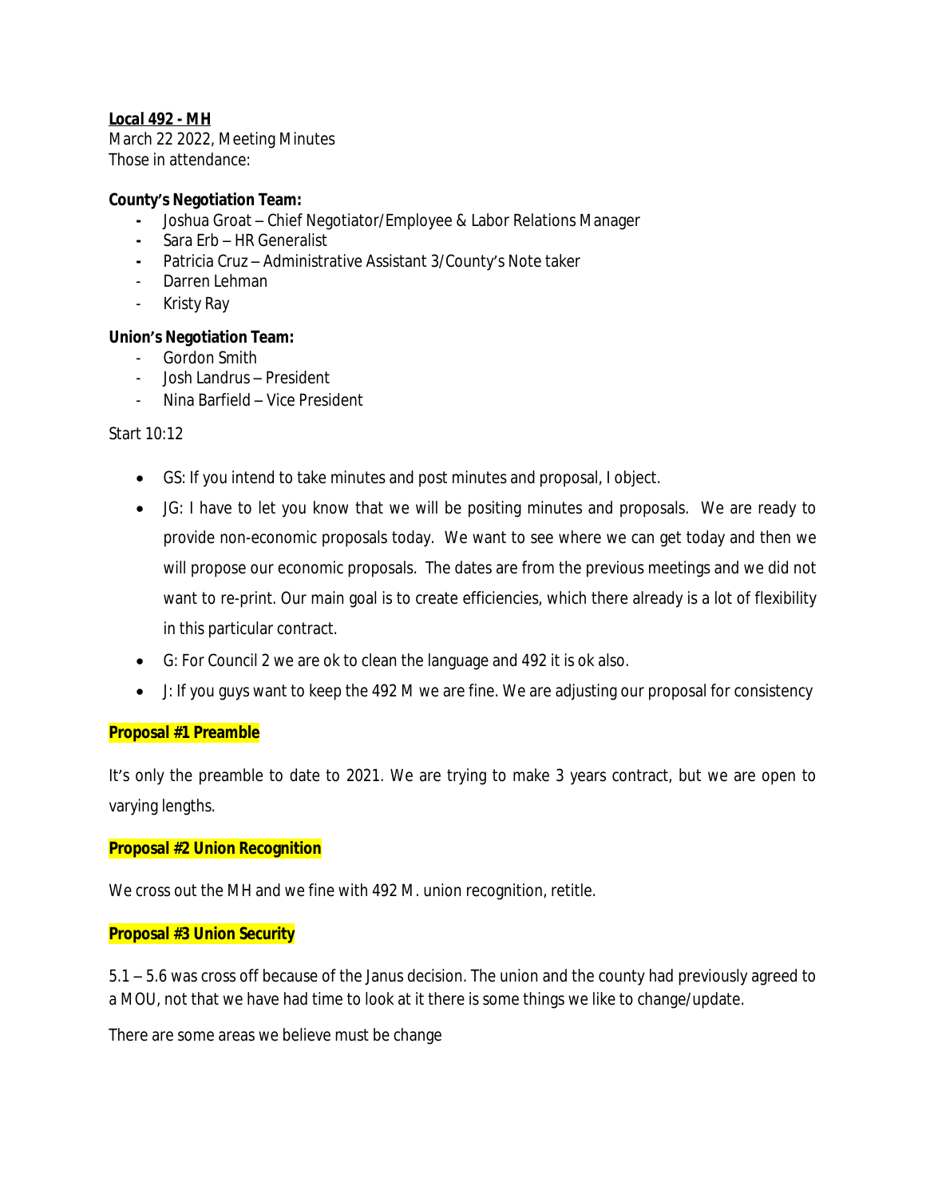**Local 492 - MH**

March 22 2022, Meeting Minutes
Those in attendance:

**County's Negotiation Team:**

- Joshua Groat – Chief Negotiator/Employee & Labor Relations Manager
- Sara Erb – HR Generalist
- Patricia Cruz – Administrative Assistant 3/County's Note taker
- Darren Lehman
- Kristy Ray

**Union's Negotiation Team:**

- Gordon Smith
- Josh Landrus – President
- Nina Barfield – Vice President

Start 10:12

- GS: If you intend to take minutes and post minutes and proposal, I object.
- JG: I have to let you know that we will be positing minutes and proposals. We are ready to provide non-economic proposals today. We want to see where we can get today and then we will propose our economic proposals. The dates are from the previous meetings and we did not want to re-print. Our main goal is to create efficiencies, which there already is a lot of flexibility in this particular contract.
- G: For Council 2 we are ok to clean the language and 492 it is ok also.
- J: If you guys want to keep the 492 M we are fine. We are adjusting our proposal for consistency

**Proposal #1 Preamble**

It's only the preamble to date to 2021. We are trying to make 3 years contract, but we are open to varying lengths.

**Proposal #2 Union Recognition**

We cross out the MH and we fine with 492 M. union recognition, retitle.

**Proposal #3 Union Security**

5.1 – 5.6 was cross off because of the Janus decision. The union and the county had previously agreed to a MOU, not that we have had time to look at it there is some things we like to change/update.

There are some areas we believe must be change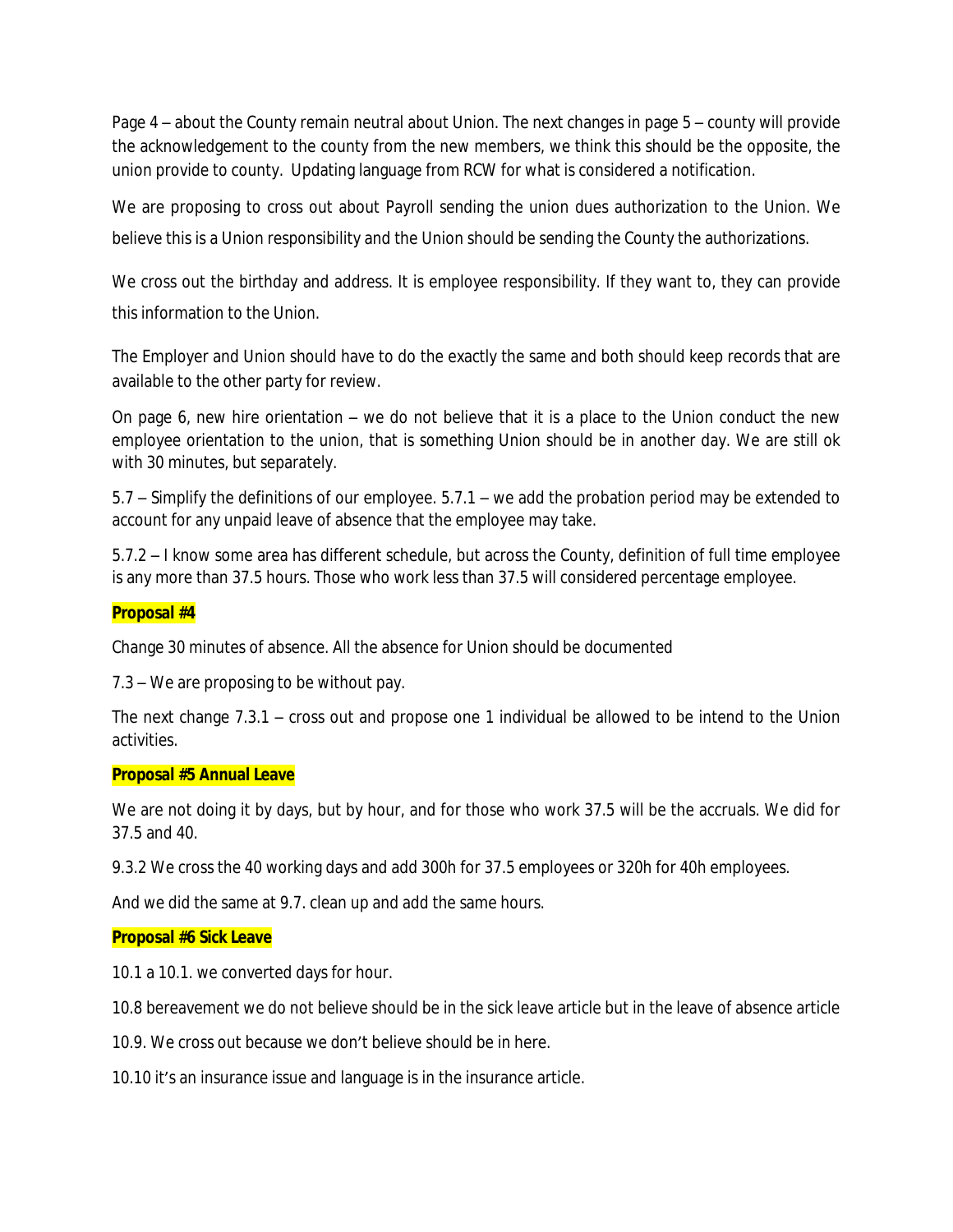Page 4 – about the County remain neutral about Union. The next changes in page 5 – county will provide the acknowledgement to the county from the new members, we think this should be the opposite, the union provide to county. Updating language from RCW for what is considered a notification.

We are proposing to cross out about Payroll sending the union dues authorization to the Union. We believe this is a Union responsibility and the Union should be sending the County the authorizations.

We cross out the birthday and address. It is employee responsibility. If they want to, they can provide this information to the Union.

The Employer and Union should have to do the exactly the same and both should keep records that are available to the other party for review.

On page 6, new hire orientation – we do not believe that it is a place to the Union conduct the new employee orientation to the union, that is something Union should be in another day. We are still ok with 30 minutes, but separately.

5.7 – Simplify the definitions of our employee. 5.7.1 – we add the probation period may be extended to account for any unpaid leave of absence that the employee may take.

5.7.2 – I know some area has different schedule, but across the County, definition of full time employee is any more than 37.5 hours. Those who work less than 37.5 will considered percentage employee.

**Proposal #4**

Change 30 minutes of absence. All the absence for Union should be documented

7.3 – We are proposing to be without pay.

The next change 7.3.1 – cross out and propose one 1 individual be allowed to be intend to the Union activities.

**Proposal #5 Annual Leave**

We are not doing it by days, but by hour, and for those who work 37.5 will be the accruals. We did for 37.5 and 40.

9.3.2 We cross the 40 working days and add 300h for 37.5 employees or 320h for 40h employees.

And we did the same at 9.7. clean up and add the same hours.

**Proposal #6 Sick Leave**

10.1 a 10.1. we converted days for hour.

10.8 bereavement we do not believe should be in the sick leave article but in the leave of absence article

10.9. We cross out because we don't believe should be in here.

10.10 it's an insurance issue and language is in the insurance article.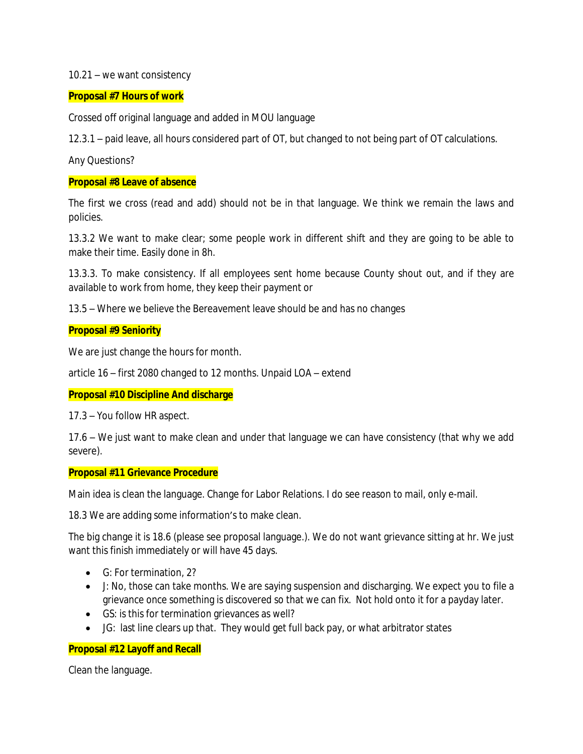10.21 – we want consistency

**Proposal #7 Hours of work**

Crossed off original language and added in MOU language

12.3.1 – paid leave, all hours considered part of OT, but changed to not being part of OT calculations.

Any Questions?

**Proposal #8 Leave of absence**

The first we cross (read and add) should not be in that language. We think we remain the laws and policies.

13.3.2 We want to make clear; some people work in different shift and they are going to be able to make their time. Easily done in 8h.

13.3.3. To make consistency. If all employees sent home because County shout out, and if they are available to work from home, they keep their payment or

13.5 – Where we believe the Bereavement leave should be and has no changes

**Proposal #9 Seniority**

We are just change the hours for month.

article 16 – first 2080 changed to 12 months. Unpaid LOA – extend

**Proposal #10 Discipline And discharge**

17.3 – You follow HR aspect.

17.6 – We just want to make clean and under that language we can have consistency (that why we add severe).

**Proposal #11 Grievance Procedure**

Main idea is clean the language. Change for Labor Relations. I do see reason to mail, only e-mail.

18.3 We are adding some information's to make clean.

The big change it is 18.6 (please see proposal language.). We do not want grievance sitting at hr. We just want this finish immediately or will have 45 days.

- G: For termination, 2?
- J: No, those can take months. We are saying suspension and discharging. We expect you to file a grievance once something is discovered so that we can fix. Not hold onto it for a payday later.
- GS: is this for termination grievances as well?
- JG: last line clears up that. They would get full back pay, or what arbitrator states

**Proposal #12 Layoff and Recall**

Clean the language.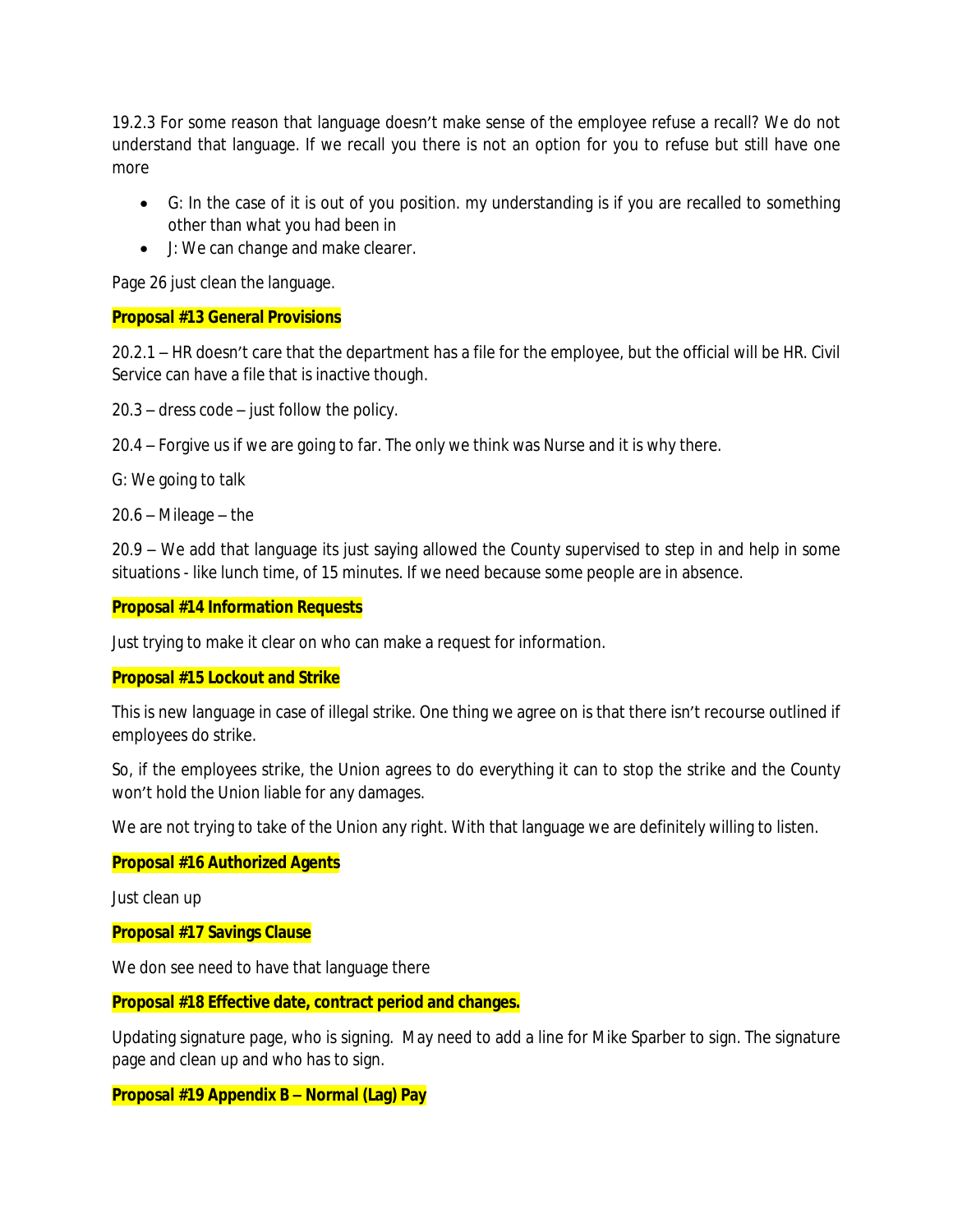19.2.3 For some reason that language doesn't make sense of the employee refuse a recall? We do not understand that language. If we recall you there is not an option for you to refuse but still have one more

- G: In the case of it is out of you position. my understanding is if you are recalled to something other than what you had been in
- J: We can change and make clearer.

Page 26 just clean the language.

**Proposal #13 General Provisions**

20.2.1 – HR doesn't care that the department has a file for the employee, but the official will be HR. Civil Service can have a file that is inactive though.

20.3 – dress code – just follow the policy.

20.4 – Forgive us if we are going to far. The only we think was Nurse and it is why there.

G: We going to talk

20.6 – Mileage – the

20.9 – We add that language its just saying allowed the County supervised to step in and help in some situations - like lunch time, of 15 minutes. If we need because some people are in absence.

**Proposal #14 Information Requests**

Just trying to make it clear on who can make a request for information.

**Proposal #15 Lockout and Strike**

This is new language in case of illegal strike. One thing we agree on is that there isn't recourse outlined if employees do strike.

So, if the employees strike, the Union agrees to do everything it can to stop the strike and the County won't hold the Union liable for any damages.

We are not trying to take of the Union any right. With that language we are definitely willing to listen.

**Proposal #16 Authorized Agents**

Just clean up

**Proposal #17 Savings Clause**

We don see need to have that language there

**Proposal #18 Effective date, contract period and changes.**

Updating signature page, who is signing. May need to add a line for Mike Sparber to sign. The signature page and clean up and who has to sign.

**Proposal #19 Appendix B – Normal (Lag) Pay**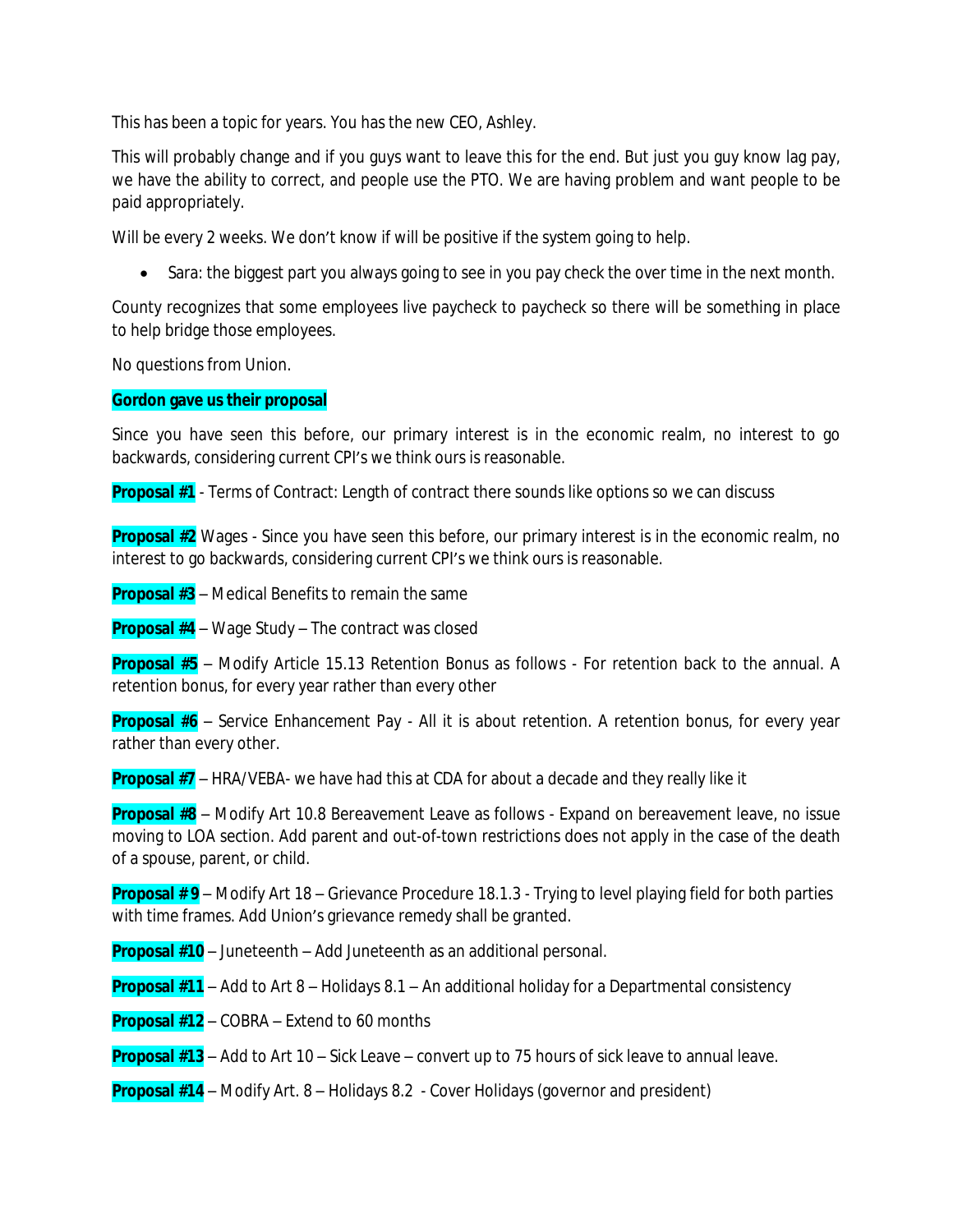This has been a topic for years. You has the new CEO, Ashley.

This will probably change and if you guys want to leave this for the end. But just you guy know lag pay, we have the ability to correct, and people use the PTO. We are having problem and want people to be paid appropriately.

Will be every 2 weeks. We don't know if will be positive if the system going to help.

- Sara: the biggest part you always going to see in you pay check the over time in the next month.

County recognizes that some employees live paycheck to paycheck so there will be something in place to help bridge those employees.

No questions from Union.

**Gordon gave us their proposal**

Since you have seen this before, our primary interest is in the economic realm, no interest to go backwards, considering current CPI's we think ours is reasonable.

**Proposal #1** - Terms of Contract: Length of contract there sounds like options so we can discuss

**Proposal #2** Wages - Since you have seen this before, our primary interest is in the economic realm, no interest to go backwards, considering current CPI's we think ours is reasonable.

**Proposal #3** – Medical Benefits to remain the same

**Proposal #4** – Wage Study – The contract was closed

**Proposal #5** – Modify Article 15.13 Retention Bonus as follows - For retention back to the annual. A retention bonus, for every year rather than every other

**Proposal #6** – Service Enhancement Pay - All it is about retention. A retention bonus, for every year rather than every other.

**Proposal #7** – HRA/VEBA- we have had this at CDA for about a decade and they really like it

**Proposal #8** – Modify Art 10.8 Bereavement Leave as follows - Expand on bereavement leave, no issue moving to LOA section. Add parent and out-of-town restrictions does not apply in the case of the death of a spouse, parent, or child.

**Proposal # 9** – Modify Art 18 – Grievance Procedure 18.1.3 - Trying to level playing field for both parties with time frames. Add Union's grievance remedy shall be granted.

**Proposal #10** – Juneteenth – Add Juneteenth as an additional personal.

**Proposal #11** – Add to Art 8 – Holidays 8.1 – An additional holiday for a Departmental consistency

**Proposal #12** – COBRA – Extend to 60 months

**Proposal #13** – Add to Art 10 – Sick Leave – convert up to 75 hours of sick leave to annual leave.

**Proposal #14** – Modify Art. 8 – Holidays 8.2 - Cover Holidays (governor and president)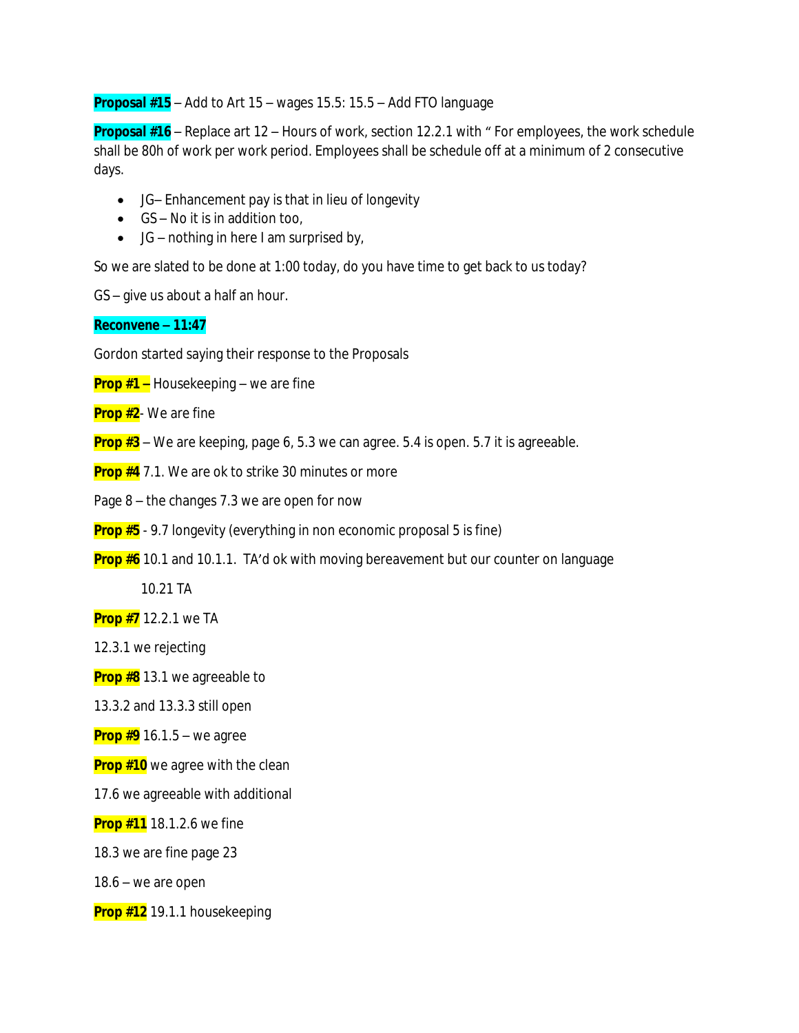**Proposal #15** – Add to Art 15 – wages 15.5: 15.5 – Add FTO language

**Proposal #16** – Replace art 12 – Hours of work, section 12.2.1 with " For employees, the work schedule shall be 80h of work per work period. Employees shall be schedule off at a minimum of 2 consecutive days.

- JG– Enhancement pay is that in lieu of longevity
- GS – No it is in addition too,
- JG – nothing in here I am surprised by,

So we are slated to be done at 1:00 today, do you have time to get back to us today?

GS – give us about a half an hour.

**Reconvene – 11:47**

Gordon started saying their response to the Proposals

**Prop #1 –** Housekeeping – we are fine

**Prop #2**- We are fine

**Prop #3** – We are keeping, page 6, 5.3 we can agree. 5.4 is open. 5.7 it is agreeable.

**Prop #4** 7.1. We are ok to strike 30 minutes or more

Page 8 – the changes 7.3 we are open for now

**Prop #5** - 9.7 longevity (everything in non economic proposal 5 is fine)

**Prop #6** 10.1 and 10.1.1. TA'd ok with moving bereavement but our counter on language

10.21 TA

**Prop #7** 12.2.1 we TA

12.3.1 we rejecting

**Prop #8** 13.1 we agreeable to

13.3.2 and 13.3.3 still open

**Prop #9** 16.1.5 – we agree

**Prop #10** we agree with the clean

17.6 we agreeable with additional

**Prop #11** 18.1.2.6 we fine

18.3 we are fine page 23

18.6 – we are open

**Prop #12** 19.1.1 housekeeping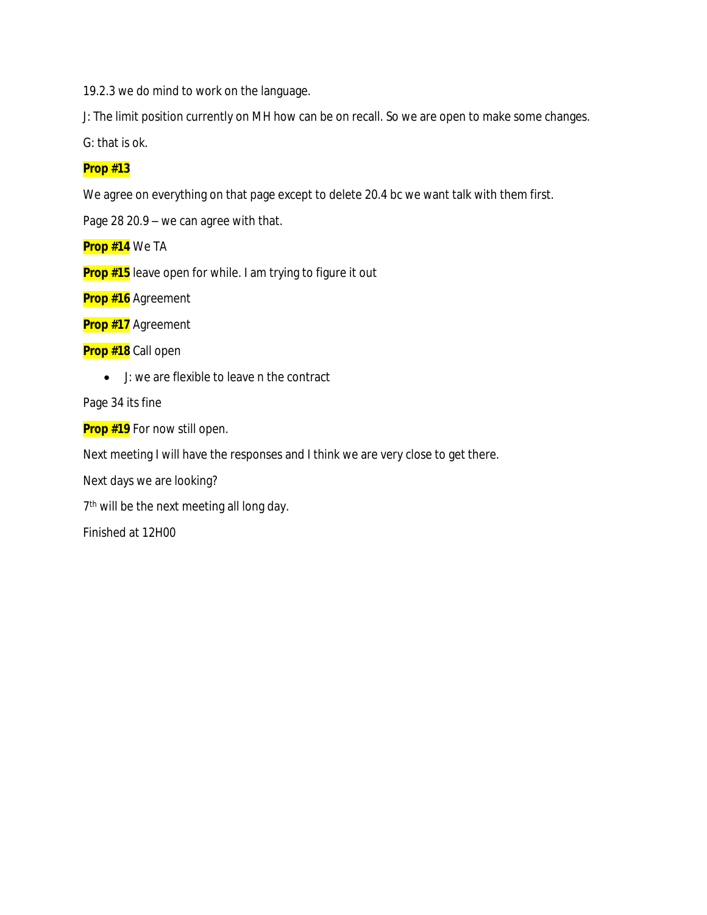19.2.3 we do mind to work on the language.

J: The limit position currently on MH how can be on recall. So we are open to make some changes.

G: that is ok.

**Prop #13**

We agree on everything on that page except to delete 20.4 bc we want talk with them first.

Page 28 20.9 – we can agree with that.

**Prop #14** We TA

**Prop #15** leave open for while. I am trying to figure it out

**Prop #16** Agreement

**Prop #17** Agreement

**Prop #18** Call open

- J: we are flexible to leave n the contract

Page 34 its fine

**Prop #19** For now still open.

Next meeting I will have the responses and I think we are very close to get there.

Next days we are looking?

7th will be the next meeting all long day.

Finished at 12H00